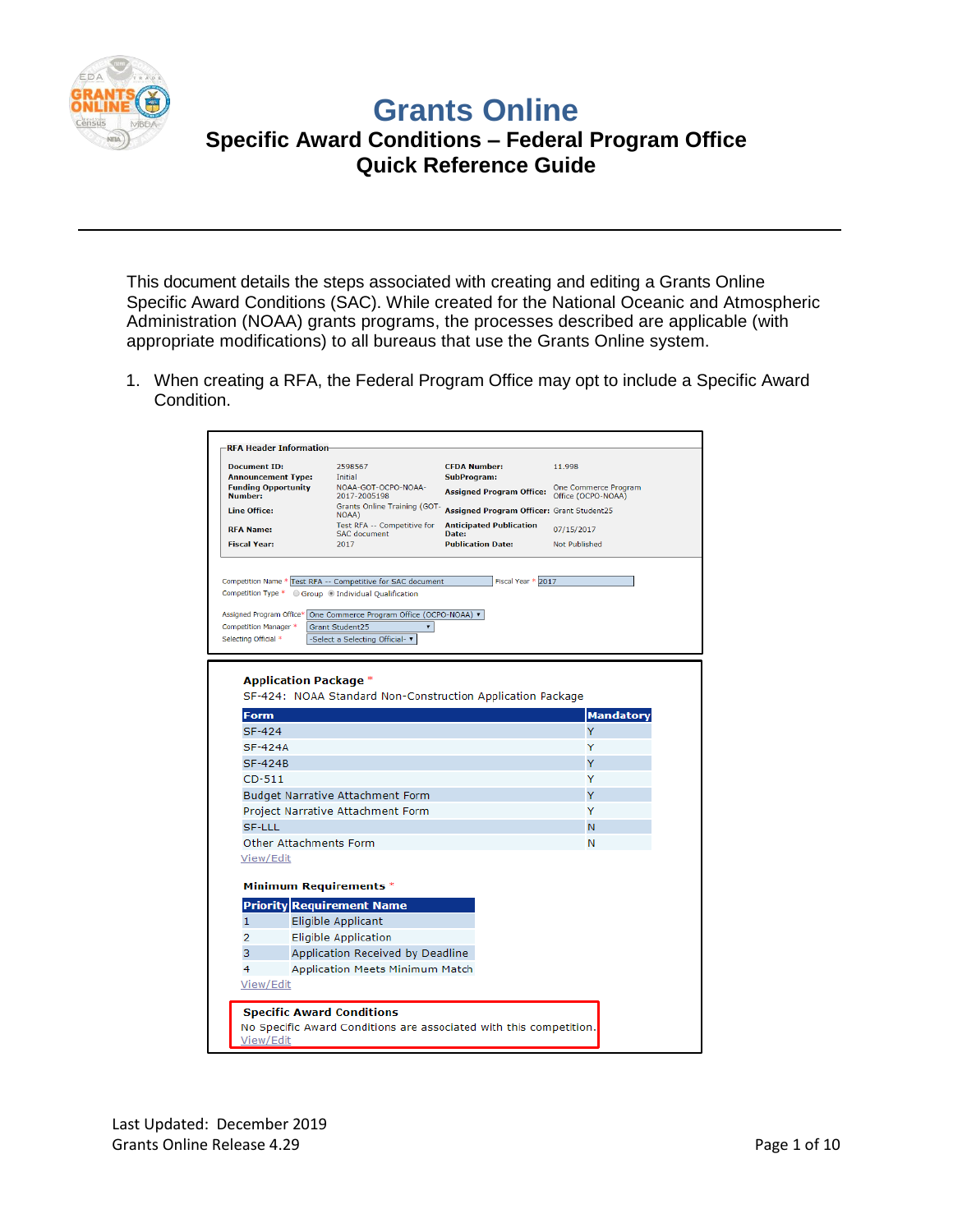# Grants Online

## Specific Award Conditions – Federal Program Office Quick Reference Guide

This document details the steps associated with creating and editing a Grants Online Specific Award Conditions (SAC). While created for the National Oceanic and Atmospheric Administration (NOAA) grants programs, the processes described are applicable (with appropriate modifications) to all bureaus that use the Grants Online system.

1. When creating a RFA, the Federal Program Office may opt to include a Specific Award Condition.

RFA Header Information

| | | | |
|---|---|---|---|
| Document ID: | 2598567 | CFDA Number: | 11.998 |
| Announcement Type: | Initial | SubProgram: | |
| Funding Opportunity Number: | NOAA-GOT-OCPO-NOAA-2017-2005198 | Assigned Program Office: | One Commerce Program Office (OCPO-NOAA) |
| Line Office: | Grants Online Training (GOT-NOAA) | Assigned Program Officer: | Grant Student25 |
| RFA Name: | Test RFA -- Competitive for SAC document | Anticipated Publication Date: | 07/15/2017 |
| Fiscal Year: | 2017 | Publication Date: | Not Published |

Competition Name * Test RFA -- Competitive for SAC document    Fiscal Year * 2017

Competition Type * Group  Individual Qualification

Assigned Program Office* One Commerce Program Office (OCPO-NOAA)

Competition Manager * Grant Student25

Selecting Official * -Select a Selecting Official-

**Application Package** *

SF-424: NOAA Standard Non-Construction Application Package

| Form | Mandatory |
|---|---|
| SF-424 | Y |
| SF-424A | Y |
| SF-424B | Y |
| CD-511 | Y |
| Budget Narrative Attachment Form | Y |
| Project Narrative Attachment Form | Y |
| SF-LLL | N |
| Other Attachments Form | N |

View/Edit

**Minimum Requirements** *

| Priority | Requirement Name |
|---|---|
| 1 | Eligible Applicant |
| 2 | Eligible Application |
| 3 | Application Received by Deadline |
| 4 | Application Meets Minimum Match |

View/Edit

**Specific Award Conditions**

No Specific Award Conditions are associated with this competition.

View/Edit

Last Updated: December 2019
Grants Online Release 4.29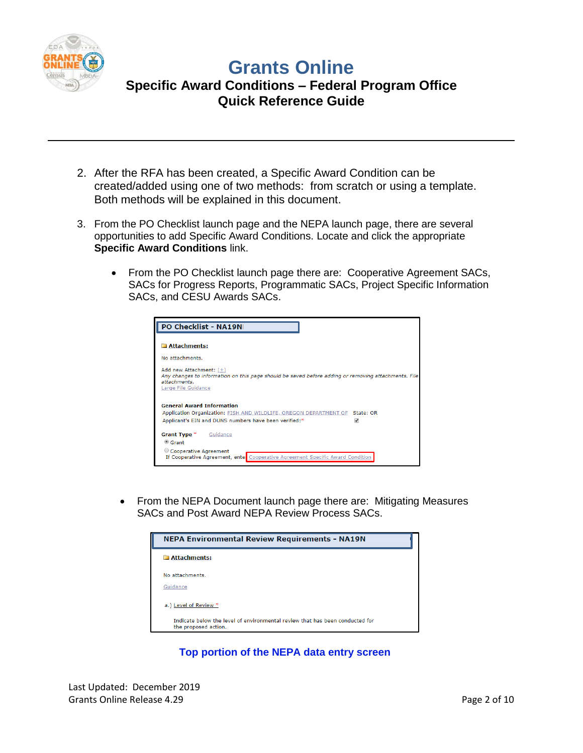2. After the RFA has been created, a Specific Award Condition can be created/added using one of two methods: from scratch or using a template. Both methods will be explained in this document.

3. From the PO Checklist launch page and the NEPA launch page, there are several opportunities to add Specific Award Conditions. Locate and click the appropriate **Specific Award Conditions** link.

   - From the PO Checklist launch page there are: Cooperative Agreement SACs, SACs for Progress Reports, Programmatic SACs, Project Specific Information SACs, and CESU Awards SACs.

   - From the NEPA Document launch page there are: Mitigating Measures SACs and Post Award NEPA Review Process SACs.

**Top portion of the NEPA data entry screen**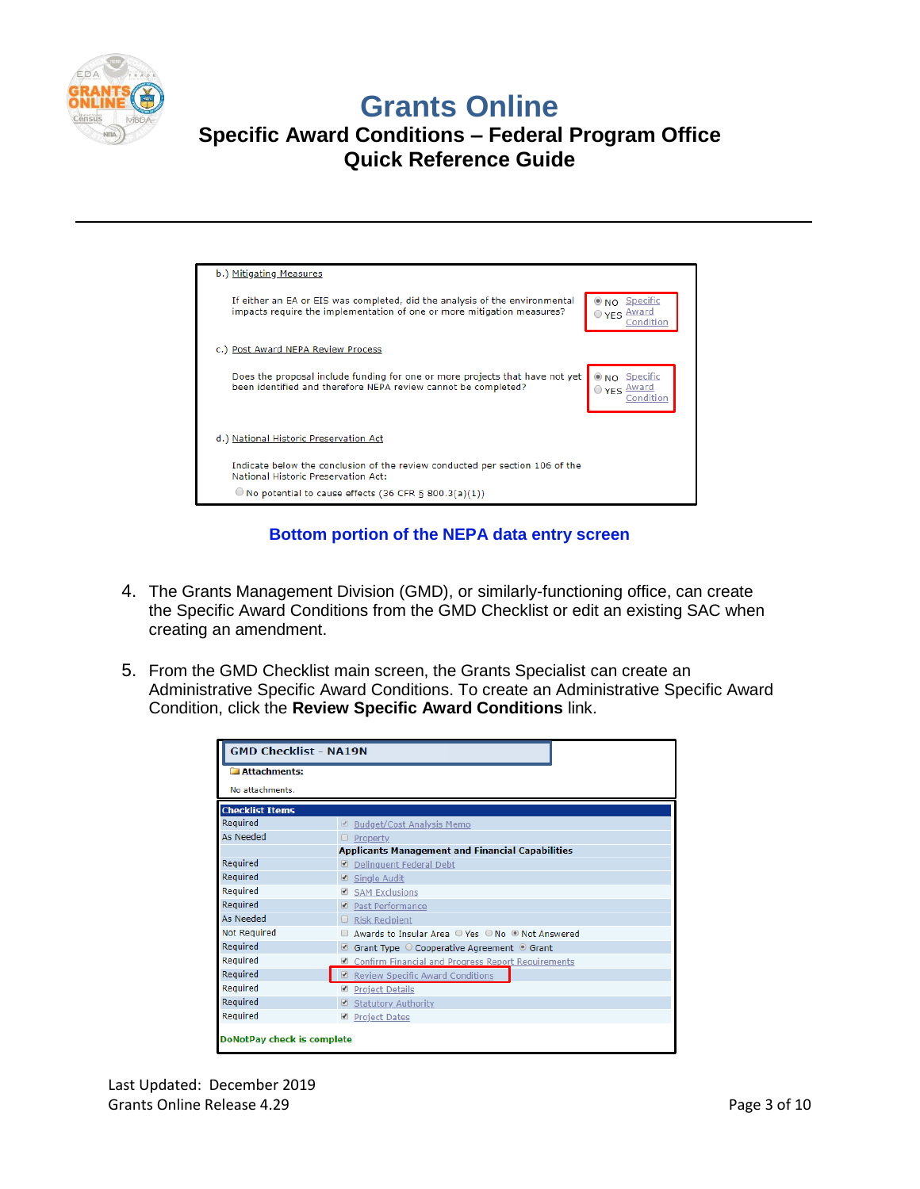b.) Mitigating Measures

If either an EA or EIS was completed, did the analysis of the environmental impacts require the implementation of one or more mitigation measures?

NO / YES — Specific Award Condition

c.) Post Award NEPA Review Process

Does the proposal include funding for one or more projects that have not yet been identified and therefore NEPA review cannot be completed?

NO / YES — Specific Award Condition

d.) National Historic Preservation Act

Indicate below the conclusion of the review conducted per section 106 of the National Historic Preservation Act:

No potential to cause effects (36 CFR § 800.3(a)(1))

**Bottom portion of the NEPA data entry screen**

4. The Grants Management Division (GMD), or similarly-functioning office, can create the Specific Award Conditions from the GMD Checklist or edit an existing SAC when creating an amendment.

5. From the GMD Checklist main screen, the Grants Specialist can create an Administrative Specific Award Conditions. To create an Administrative Specific Award Condition, click the **Review Specific Award Conditions** link.

**GMD Checklist - NA19N**

**Attachments:**

No attachments.

| Checklist Items | |
|---|---|
| Required | Budget/Cost Analysis Memo |
| As Needed | Property |
| | **Applicants Management and Financial Capabilities** |
| Required | Delinquent Federal Debt |
| Required | Single Audit |
| Required | SAM Exclusions |
| Required | Past Performance |
| As Needed | Risk Recipient |
| Not Required | Awards to Insular Area ○ Yes ○ No ◉ Not Answered |
| Required | Grant Type ○ Cooperative Agreement ◉ Grant |
| Required | Confirm Financial and Progress Report Requirements |
| Required | Review Specific Award Conditions |
| Required | Project Details |
| Required | Statutory Authority |
| Required | Project Dates |

DoNotPay check is complete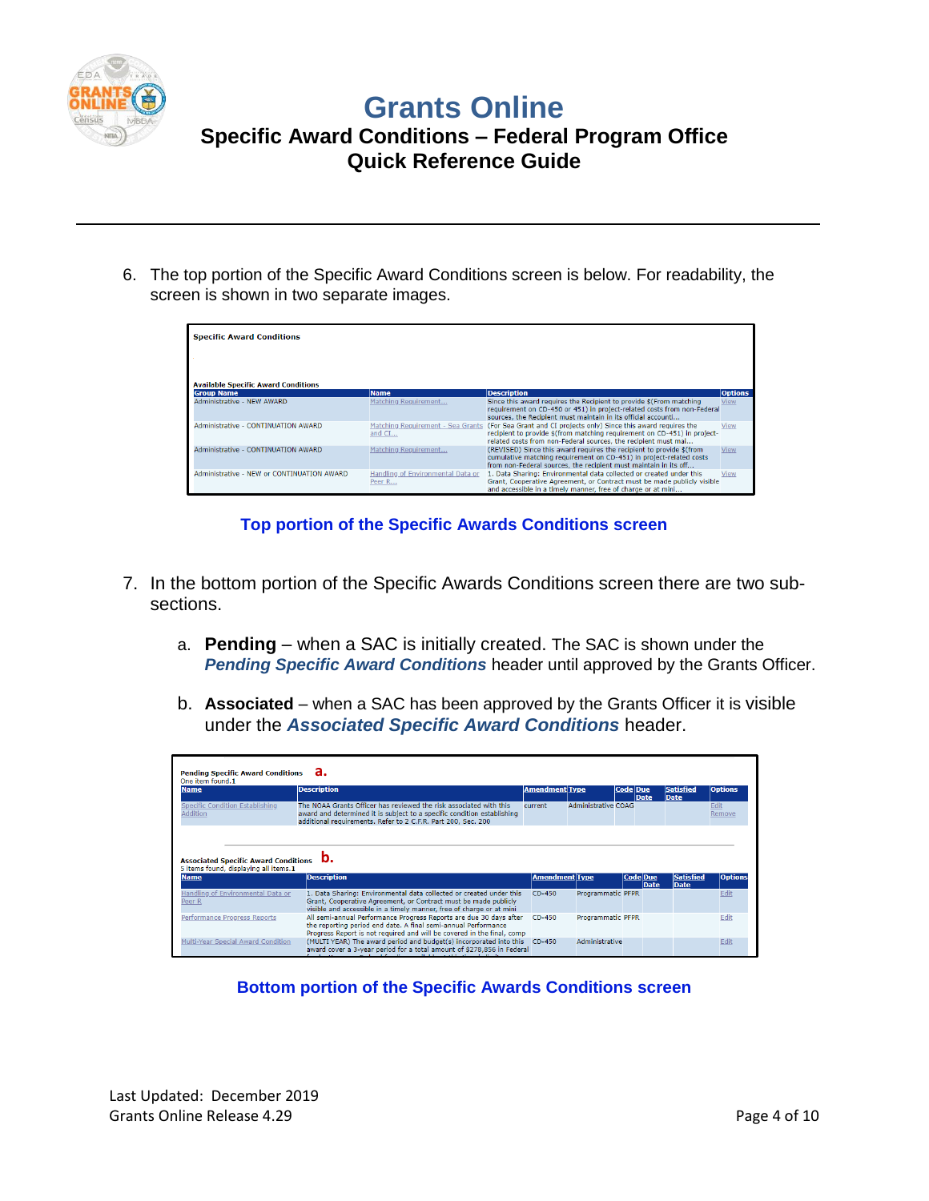6. The top portion of the Specific Award Conditions screen is below. For readability, the screen is shown in two separate images.

**Specific Award Conditions**

**Available Specific Award Conditions**

| Group Name | Name | Description | Options |
|---|---|---|---|
| Administrative - NEW AWARD | Matching Requirement... | Since this award requires the Recipient to provide $(From matching requirement on CD-450 or 451) in project-related costs from non-Federal sources, the Recipient must maintain in its official accounti... | View |
| Administrative - CONTINUATION AWARD | Matching Requirement - Sea Grants and CI... | (For Sea Grant and CI projects only) Since this award requires the recipient to provide $(from matching requirement on CD-451) in project-related costs from non-Federal sources, the recipient must mai... | View |
| Administrative - CONTINUATION AWARD | Matching Requirement... | (REVISED) Since this award requires the recipient to provide $(from cumulative matching requirement on CD-451) in project-related costs from non-Federal sources, the recipient must maintain in its off... | View |
| Administrative - NEW or CONTINUATION AWARD | Handling of Environmental Data or Peer R... | 1. Data Sharing: Environmental data collected or created under this Grant, Cooperative Agreement, or Contract must be made publicly visible and accessible in a timely manner, free of charge or at mini... | View |

Top portion of the Specific Awards Conditions screen

7. In the bottom portion of the Specific Awards Conditions screen there are two sub-sections.

   a. **Pending** – when a SAC is initially created. The SAC is shown under the ***Pending Specific Award Conditions*** header until approved by the Grants Officer.

   b. **Associated** – when a SAC has been approved by the Grants Officer it is visible under the ***Associated Specific Award Conditions*** header.

**Pending Specific Award Conditions** a.

One item found.1

| Name | Description | Amendment | Type | Code | Due Date | Satisfied Date | Options |
|---|---|---|---|---|---|---|---|
| Specific Condition Establishing Addition | The NOAA Grants Officer has reviewed the risk associated with this award and determined it is subject to a specific condition establishing additional requirements. Refer to 2 C.F.R. Part 200, Sec. 200 | current | Administrative | COAG | | | Edit Remove |

**Associated Specific Award Conditions** b.

5 items found, displaying all items.1

| Name | Description | Amendment | Type | Code | Due Date | Satisfied Date | Options |
|---|---|---|---|---|---|---|---|
| Handling of Environmental Data or Peer R | 1. Data Sharing: Environmental data collected or created under this Grant, Cooperative Agreement, or Contract must be made publicly visible and accessible in a timely manner, free of charge or at mini | CD-450 | Programmatic | PFPR | | | Edit |
| Performance Progress Reports | All semi-annual Performance Progress Reports are due 30 days after the reporting period end date. A final semi-annual Performance Progress Report is not required and will be covered in the final, comp | CD-450 | Programmatic | PFPR | | | Edit |
| Multi-Year Special Award Condition | (MULTI YEAR) The award period and budget(s) incorporated into this award cover a 3-year period for a total amount of $278,856 in Federal | CD-450 | Administrative | | | | Edit |

Bottom portion of the Specific Awards Conditions screen

Last Updated: December 2019
Grants Online Release 4.29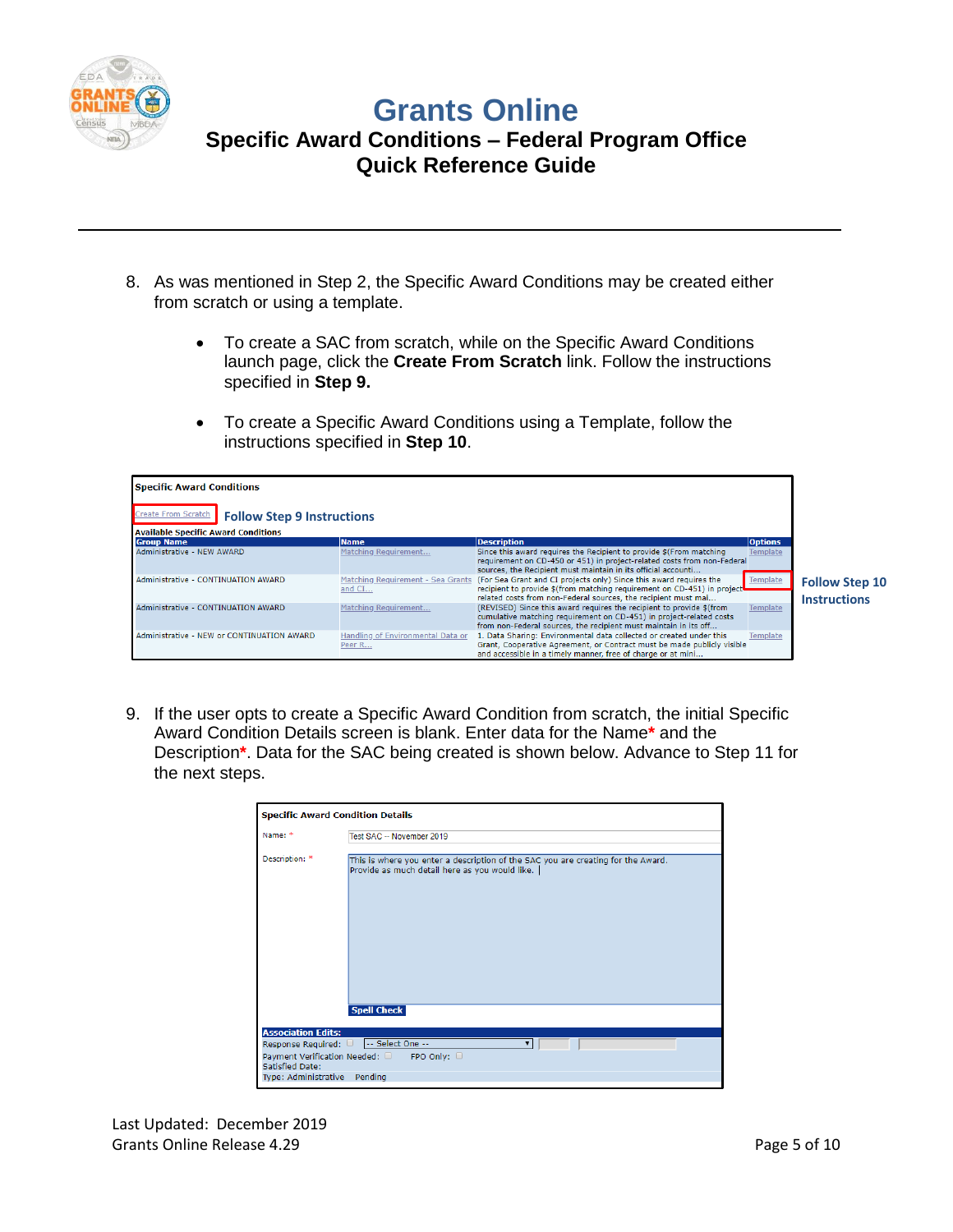# Grants Online

## Specific Award Conditions – Federal Program Office Quick Reference Guide

8. As was mentioned in Step 2, the Specific Award Conditions may be created either from scratch or using a template.

   - To create a SAC from scratch, while on the Specific Award Conditions launch page, click the **Create From Scratch** link. Follow the instructions specified in **Step 9.**

   - To create a Specific Award Conditions using a Template, follow the instructions specified in **Step 10**.

Specific Award Conditions

Create From Scratch — Follow Step 9 Instructions

Available Specific Award Conditions

| Group Name | Name | Description | Options |
| --- | --- | --- | --- |
| Administrative - NEW AWARD | Matching Requirement... | Since this award requires the Recipient to provide $(From matching requirement on CD-450 or 451) in project-related costs from non-Federal sources, the Recipient must maintain in its official accounti... | Template |
| Administrative - CONTINUATION AWARD | Matching Requirement - Sea Grants and CI... | (For Sea Grant and CI projects only) Since this award requires the recipient to provide $(from matching requirement on CD-451) in project related costs from non-Federal sources, the recipient must mai... | Template |
| Administrative - CONTINUATION AWARD | Matching Requirement... | (REVISED) Since this award requires the recipient to provide $(from cumulative matching requirement on CD-451) in project-related costs from non-Federal sources, the recipient must maintain in its off... | Template |
| Administrative - NEW or CONTINUATION AWARD | Handling of Environmental Data or Peer R... | 1. Data Sharing: Environmental data collected or created under this Grant, Cooperative Agreement, or Contract must be made publicly visible and accessible in a timely manner, free of charge or at mini... | Template |

Follow Step 10 Instructions

9. If the user opts to create a Specific Award Condition from scratch, the initial Specific Award Condition Details screen is blank. Enter data for the Name**\*** and the Description**\***. Data for the SAC being created is shown below. Advance to Step 11 for the next steps.

Specific Award Condition Details

Name: * Test SAC -- November 2019

Description: * This is where you enter a description of the SAC you are creating for the Award. Provide as much detail here as you would like.

Spell Check

Association Edits:

Response Required: -- Select One --

Payment Verification Needed: FPO Only:

Satisfied Date:

Type: Administrative Pending

Last Updated: December 2019
Grants Online Release 4.29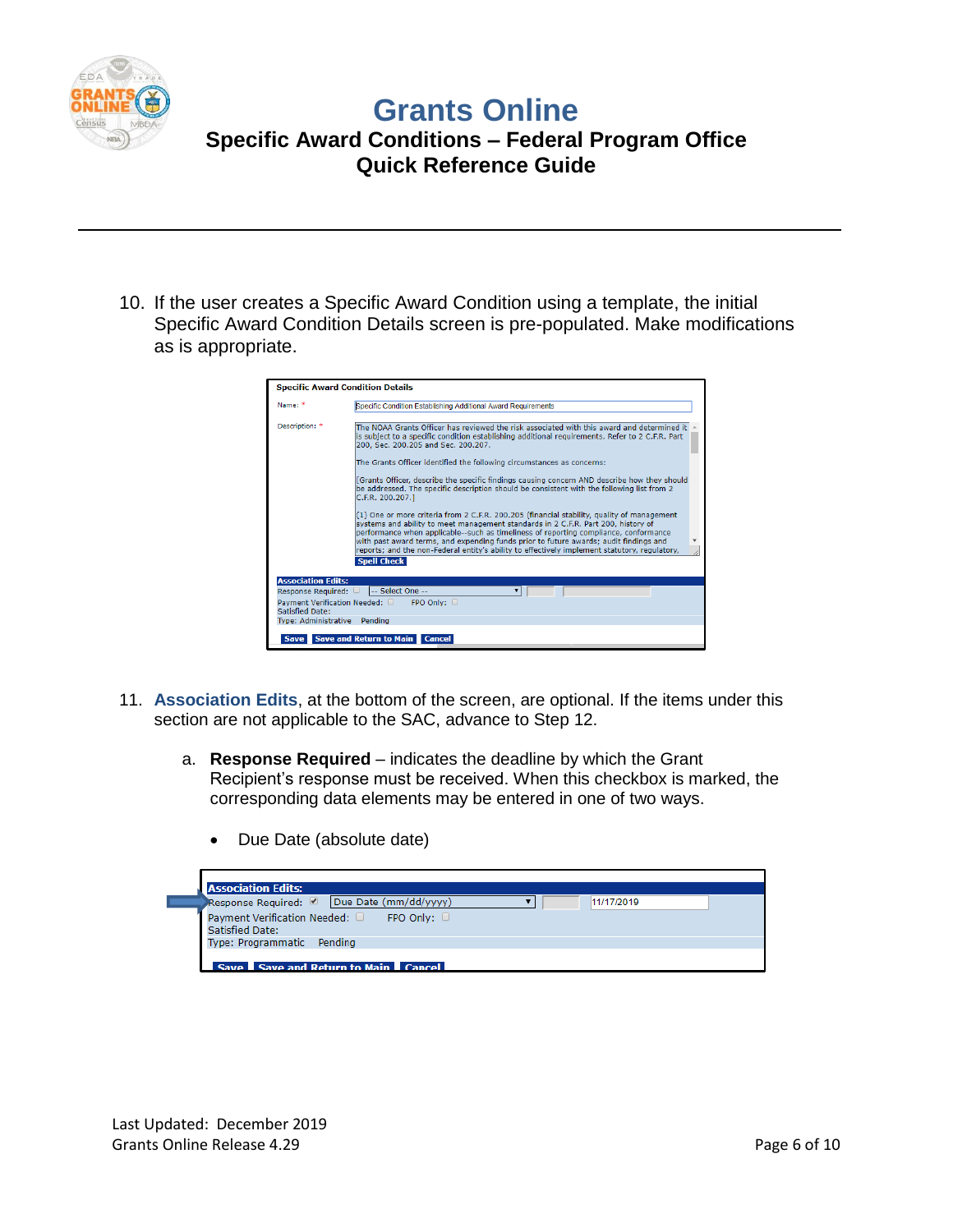10. If the user creates a Specific Award Condition using a template, the initial Specific Award Condition Details screen is pre-populated. Make modifications as is appropriate.

11. **Association Edits**, at the bottom of the screen, are optional. If the items under this section are not applicable to the SAC, advance to Step 12.

    a. **Response Required** – indicates the deadline by which the Grant Recipient's response must be received. When this checkbox is marked, the corresponding data elements may be entered in one of two ways.

    - Due Date (absolute date)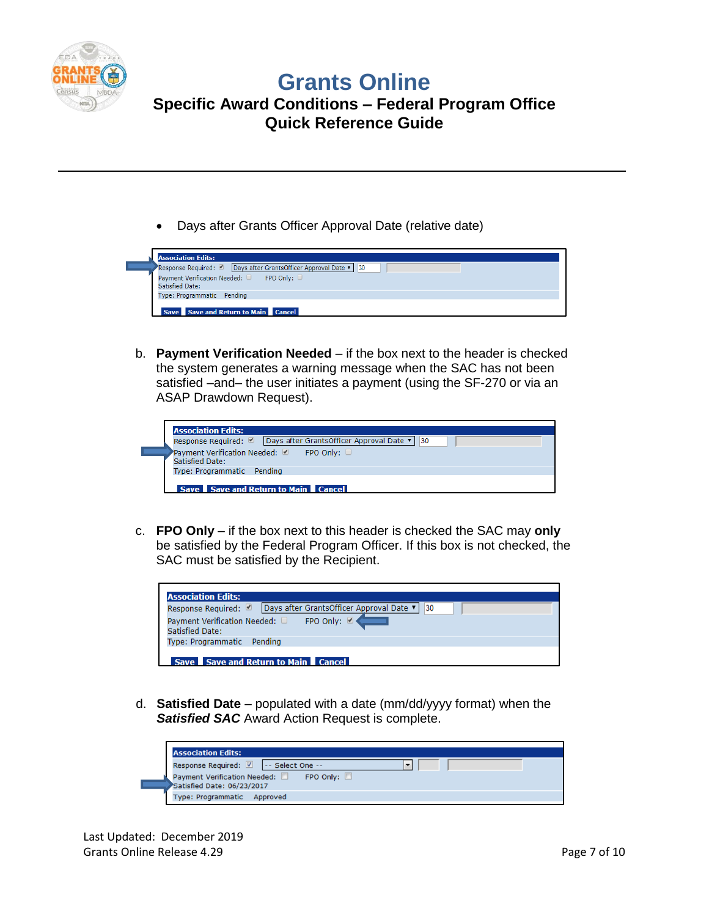- Days after Grants Officer Approval Date (relative date)

Association Edits:
Response Required: ☑ Days after GrantsOfficer Approval Date 30
Payment Verification Needed: ☐ FPO Only: ☐
Satisfied Date:
Type: Programmatic Pending
Save | Save and Return to Main | Cancel

b. **Payment Verification Needed** – if the box next to the header is checked the system generates a warning message when the SAC has not been satisfied –and– the user initiates a payment (using the SF-270 or via an ASAP Drawdown Request).

Association Edits:
Response Required: ☑ Days after GrantsOfficer Approval Date 30
Payment Verification Needed: ☑ FPO Only: ☐
Satisfied Date:
Type: Programmatic Pending
Save | Save and Return to Main | Cancel

c. **FPO Only** – if the box next to this header is checked the SAC may **only** be satisfied by the Federal Program Officer. If this box is not checked, the SAC must be satisfied by the Recipient.

Association Edits:
Response Required: ☑ Days after GrantsOfficer Approval Date 30
Payment Verification Needed: ☐ FPO Only: ☑
Satisfied Date:
Type: Programmatic Pending
Save | Save and Return to Main | Cancel

d. **Satisfied Date** – populated with a date (mm/dd/yyyy format) when the ***Satisfied SAC*** Award Action Request is complete.

Association Edits:
Response Required: ☑ -- Select One --
Payment Verification Needed: ☐ FPO Only: ☐
Satisfied Date: 06/23/2017
Type: Programmatic Approved

Last Updated: December 2019
Grants Online Release 4.29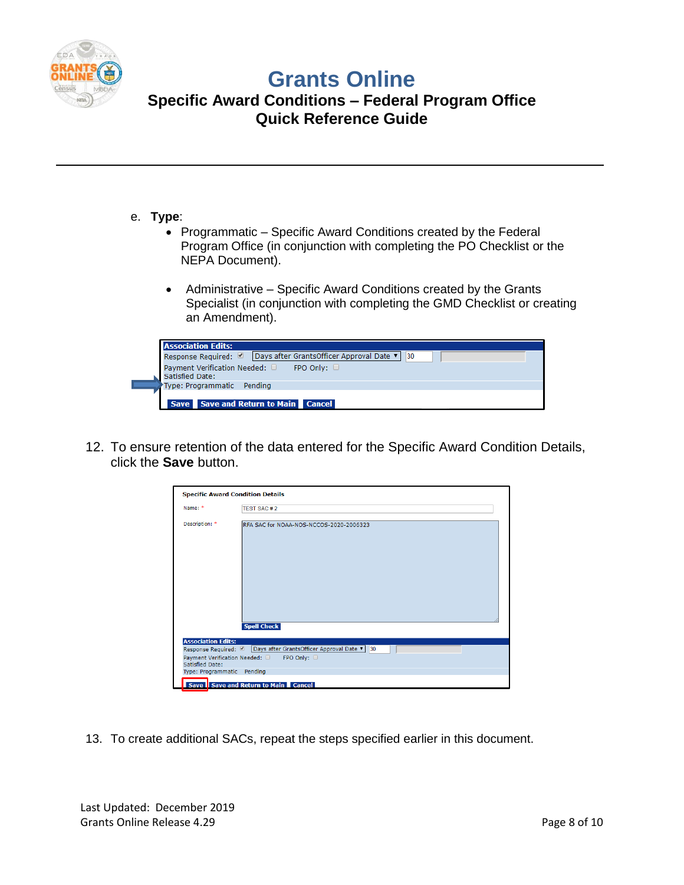e. **Type**:
   - Programmatic – Specific Award Conditions created by the Federal Program Office (in conjunction with completing the PO Checklist or the NEPA Document).
   - Administrative – Specific Award Conditions created by the Grants Specialist (in conjunction with completing the GMD Checklist or creating an Amendment).

12. To ensure retention of the data entered for the Specific Award Condition Details, click the **Save** button.

13. To create additional SACs, repeat the steps specified earlier in this document.

Last Updated: December 2019
Grants Online Release 4.29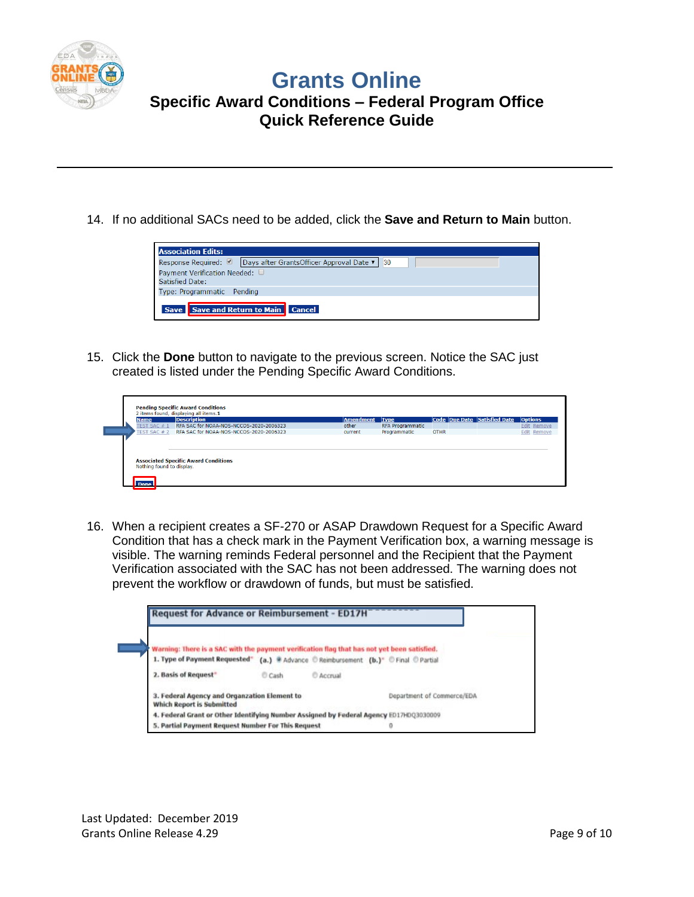14. If no additional SACs need to be added, click the **Save and Return to Main** button.

15. Click the **Done** button to navigate to the previous screen. Notice the SAC just created is listed under the Pending Specific Award Conditions.

16. When a recipient creates a SF-270 or ASAP Drawdown Request for a Specific Award Condition that has a check mark in the Payment Verification box, a warning message is visible. The warning reminds Federal personnel and the Recipient that the Payment Verification associated with the SAC has not been addressed. The warning does not prevent the workflow or drawdown of funds, but must be satisfied.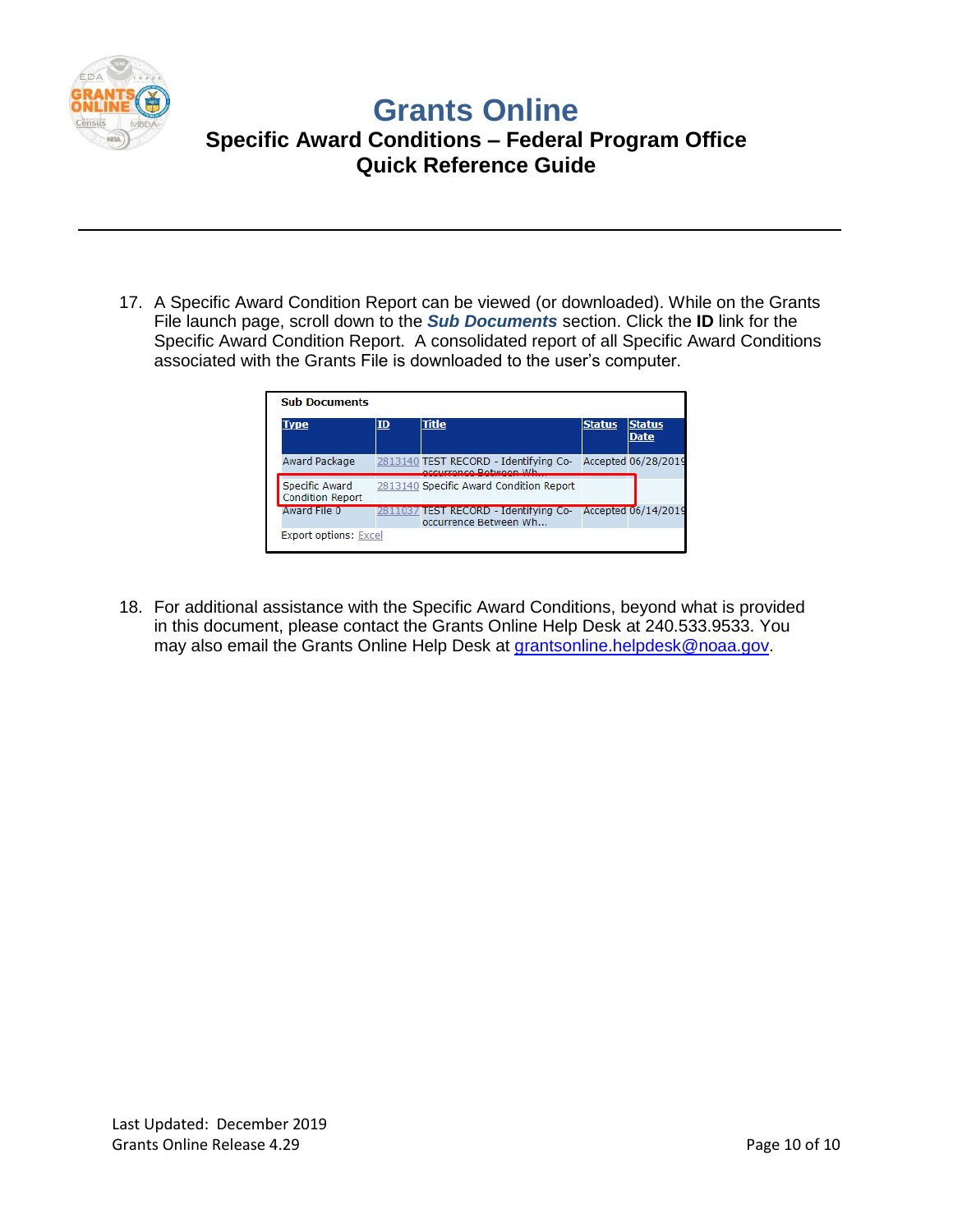# Grants Online

## Specific Award Conditions – Federal Program Office Quick Reference Guide

17. A Specific Award Condition Report can be viewed (or downloaded). While on the Grants File launch page, scroll down to the ***Sub Documents*** section. Click the **ID** link for the Specific Award Condition Report. A consolidated report of all Specific Award Conditions associated with the Grants File is downloaded to the user's computer.

**Sub Documents**

| Type | ID | Title | Status | Status Date |
|---|---|---|---|---|
| Award Package | 2813140 | TEST RECORD - Identifying Co-occurrence Between Wh... | Accepted | 06/28/2019 |
| Specific Award Condition Report | 2813140 | Specific Award Condition Report | | |
| Award File 0 | 2811037 | TEST RECORD - Identifying Co-occurrence Between Wh... | Accepted | 06/14/2019 |

Export options: Excel

18. For additional assistance with the Specific Award Conditions, beyond what is provided in this document, please contact the Grants Online Help Desk at 240.533.9533. You may also email the Grants Online Help Desk at grantsonline.helpdesk@noaa.gov.

Last Updated: December 2019
Grants Online Release 4.29